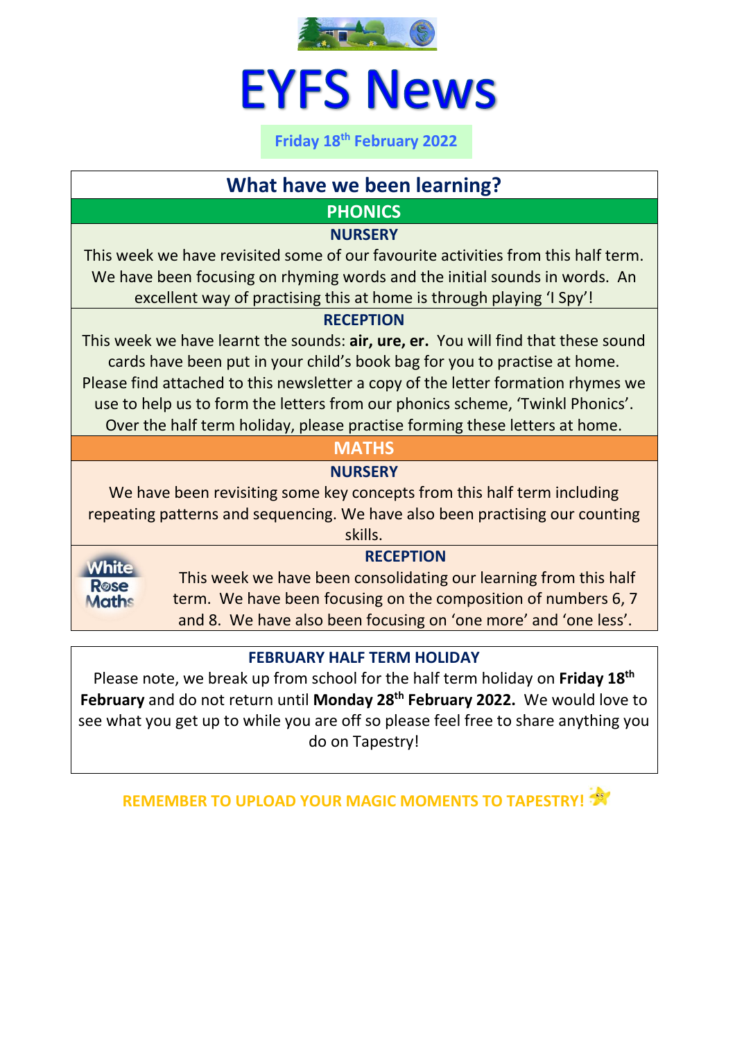# EYFS News

**Friday 18th February 2022**

## What have we been learning?

### PHONICS

**NURSERY**

This week we have revisited some of our favourite activities from this half term. We have been focusing on rhyming words and the initial sounds in words. An excellent way of practising this at home is through playing 'I Spy'!

**RECEPTION**

This week we have learnt the sounds: **air, ure, er.** You will find that these sound cards have been put in your child's book bag for you to practise at home. Please find attached to this newsletter a copy of the letter formation rhymes we use to help us to form the letters from our phonics scheme, 'Twinkl Phonics'. Over the half term holiday, please practise forming these letters at home.

### MATHS

**NURSERY**

We have been revisiting some key concepts from this half term including repeating patterns and sequencing. We have also been practising our counting skills.

**RECEPTION**

White Rose Maths

This week we have been consolidating our learning from this half term. We have been focusing on the composition of numbers 6, 7 and 8. We have also been focusing on 'one more' and 'one less'.

### FEBRUARY HALF TERM HOLIDAY

Please note, we break up from school for the half term holiday on **Friday 18th February** and do not return until **Monday 28th February 2022.** We would love to see what you get up to while you are off so please feel free to share anything you do on Tapestry!

**REMEMBER TO UPLOAD YOUR MAGIC MOMENTS TO TAPESTRY!**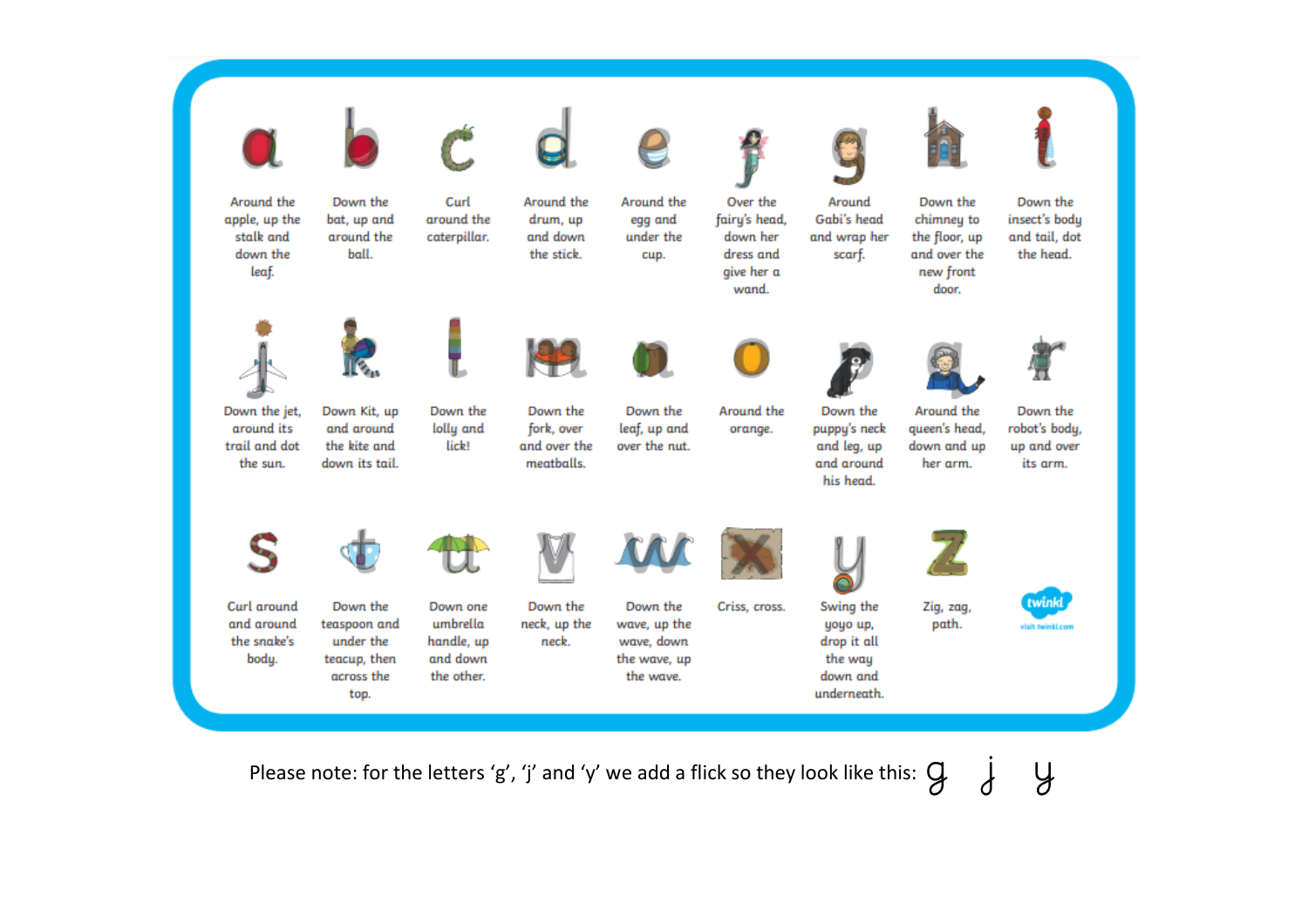| | | | | | | | | |
|---|---|---|---|---|---|---|---|---|
| a | b | c | d | e | f | g | h | i |
| Around the apple, up the stalk and down the leaf. | Down the bat, up and around the ball. | Curl around the caterpillar. | Around the drum, up and down the stick. | Around the egg and under the cup. | Over the fairy's head, down her dress and give her a wand. | Around Gabi's head and wrap her scarf. | Down the chimney to the floor, up and over the new front door. | Down the insect's body and tail, dot the head. |
| j | k | l | m | n | o | p | q | r |
| Down the jet, around its trail and dot the sun. | Down Kit, up and around the kite and down its tail. | Down the lolly and lick! | Down the fork, over and over the meatballs. | Down the leaf, up and over the nut. | Around the orange. | Down the puppy's neck and leg, up and around his head. | Around the queen's head, down and up her arm. | Down the robot's body, up and over its arm. |
| s | t | u | v | w | x | y | z | |
| Curl around and around the snake's body. | Down the teaspoon and under the teacup, then across the top. | Down one umbrella handle, up and down the other. | Down the neck, up the neck. | Down the wave, up the wave, down the wave, up the wave. | Criss, cross. | Swing the yoyo up, drop it all the way down and underneath. | Zig, zag, path. | twinkl visit twinkl.com |

Please note: for the letters 'g', 'j' and 'y' we add a flick so they look like this: g j y